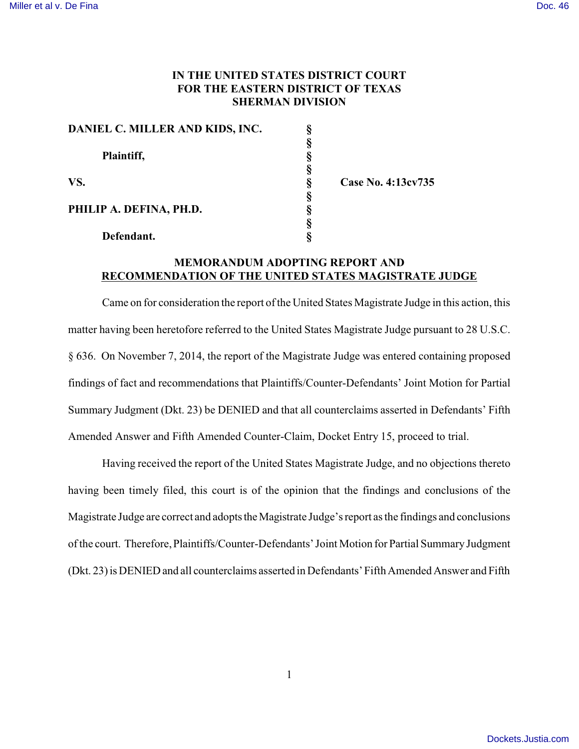**IN THE UNITED STATES DISTRICT COURT**
**FOR THE EASTERN DISTRICT OF TEXAS**
**SHERMAN DIVISION**

| | | |
|---|---|---|
| **DANIEL C. MILLER AND KIDS, INC.** | § | |
| | § | |
| **Plaintiff,** | § | |
| | § | |
| **VS.** | § | **Case No. 4:13cv735** |
| | § | |
| **PHILIP A. DEFINA, PH.D.** | § | |
| | § | |
| **Defendant.** | § | |

**MEMORANDUM ADOPTING REPORT AND**
**RECOMMENDATION OF THE UNITED STATES MAGISTRATE JUDGE**

Came on for consideration the report of the United States Magistrate Judge in this action, this matter having been heretofore referred to the United States Magistrate Judge pursuant to 28 U.S.C. § 636. On November 7, 2014, the report of the Magistrate Judge was entered containing proposed findings of fact and recommendations that Plaintiffs/Counter-Defendants' Joint Motion for Partial Summary Judgment (Dkt. 23) be DENIED and that all counterclaims asserted in Defendants' Fifth Amended Answer and Fifth Amended Counter-Claim, Docket Entry 15, proceed to trial.

Having received the report of the United States Magistrate Judge, and no objections thereto having been timely filed, this court is of the opinion that the findings and conclusions of the Magistrate Judge are correct and adopts the Magistrate Judge's report as the findings and conclusions of the court. Therefore, Plaintiffs/Counter-Defendants' Joint Motion for Partial Summary Judgment (Dkt. 23) is DENIED and all counterclaims asserted in Defendants' Fifth Amended Answer and Fifth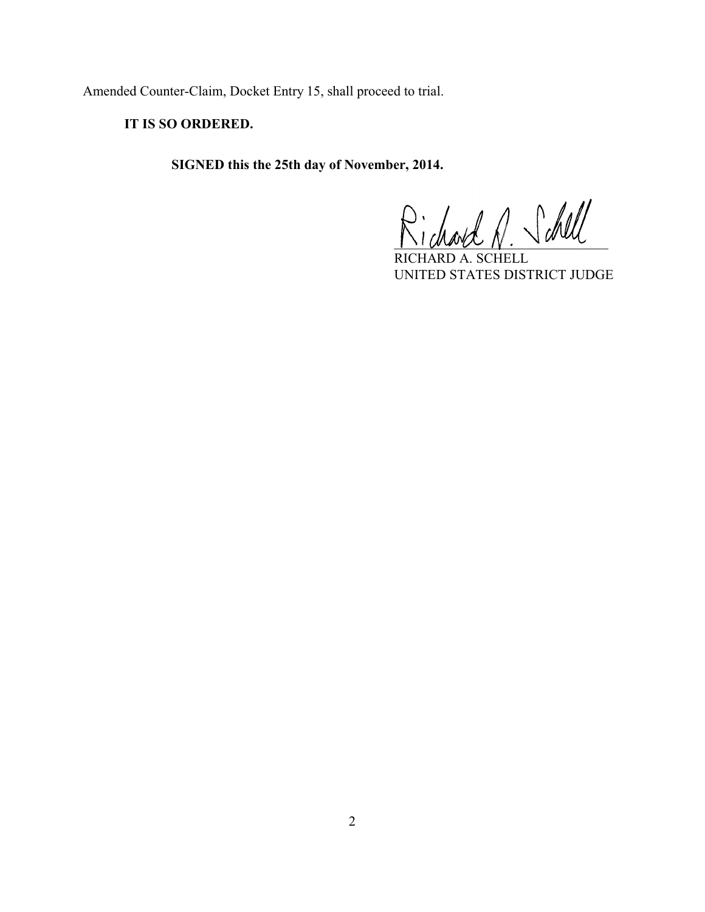Amended Counter-Claim, Docket Entry 15, shall proceed to trial.

**IT IS SO ORDERED.**

**SIGNED this the 25th day of November, 2014.**

RICHARD A. SCHELL
UNITED STATES DISTRICT JUDGE